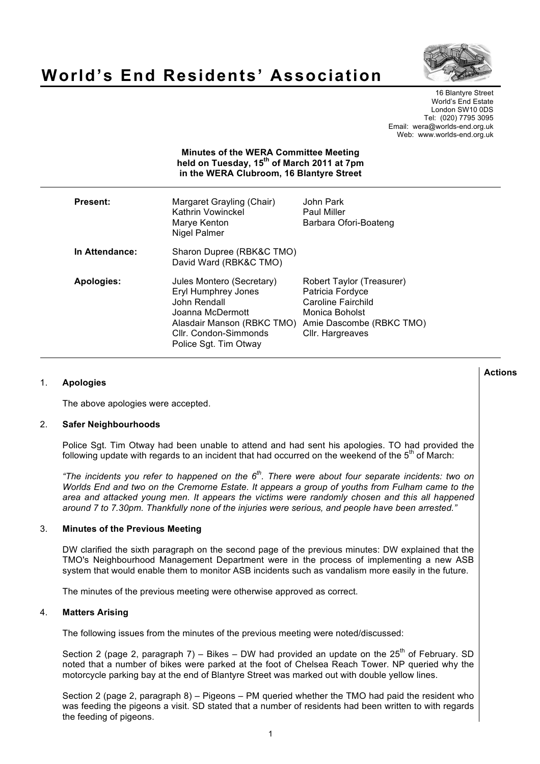# World's End Residents' Association

16 Blantyre Street
World's End Estate
London SW10 0DS
Tel: (020) 7795 3095
Email: wera@worlds-end.org.uk
Web: www.worlds-end.org.uk

**Minutes of the WERA Committee Meeting held on Tuesday, 15th of March 2011 at 7pm in the WERA Clubroom, 16 Blantyre Street**

| | | |
|---|---|---|
| **Present:** | Margaret Grayling (Chair)<br>Kathrin Vowinckel<br>Marye Kenton<br>Nigel Palmer | John Park<br>Paul Miller<br>Barbara Ofori-Boateng |
| **In Attendance:** | Sharon Dupree (RBK&C TMO)<br>David Ward (RBK&C TMO) | |
| **Apologies:** | Jules Montero (Secretary)<br>Eryl Humphrey Jones<br>John Rendall<br>Joanna McDermott<br>Alasdair Manson (RBKC TMO)<br>Cllr. Condon-Simmonds<br>Police Sgt. Tim Otway | Robert Taylor (Treasurer)<br>Patricia Fordyce<br>Caroline Fairchild<br>Monica Boholst<br>Amie Dascombe (RBKC TMO)<br>Cllr. Hargreaves |

**Actions**

1. **Apologies**

   The above apologies were accepted.

2. **Safer Neighbourhoods**

   Police Sgt. Tim Otway had been unable to attend and had sent his apologies. TO had provided the following update with regards to an incident that had occurred on the weekend of the 5th of March:

   *"The incidents you refer to happened on the 6th. There were about four separate incidents: two on Worlds End and two on the Cremorne Estate. It appears a group of youths from Fulham came to the area and attacked young men. It appears the victims were randomly chosen and this all happened around 7 to 7.30pm. Thankfully none of the injuries were serious, and people have been arrested."*

3. **Minutes of the Previous Meeting**

   DW clarified the sixth paragraph on the second page of the previous minutes: DW explained that the TMO's Neighbourhood Management Department were in the process of implementing a new ASB system that would enable them to monitor ASB incidents such as vandalism more easily in the future.

   The minutes of the previous meeting were otherwise approved as correct.

4. **Matters Arising**

   The following issues from the minutes of the previous meeting were noted/discussed:

   Section 2 (page 2, paragraph 7) – Bikes – DW had provided an update on the 25th of February. SD noted that a number of bikes were parked at the foot of Chelsea Reach Tower. NP queried why the motorcycle parking bay at the end of Blantyre Street was marked out with double yellow lines.

   Section 2 (page 2, paragraph 8) – Pigeons – PM queried whether the TMO had paid the resident who was feeding the pigeons a visit. SD stated that a number of residents had been written to with regards the feeding of pigeons.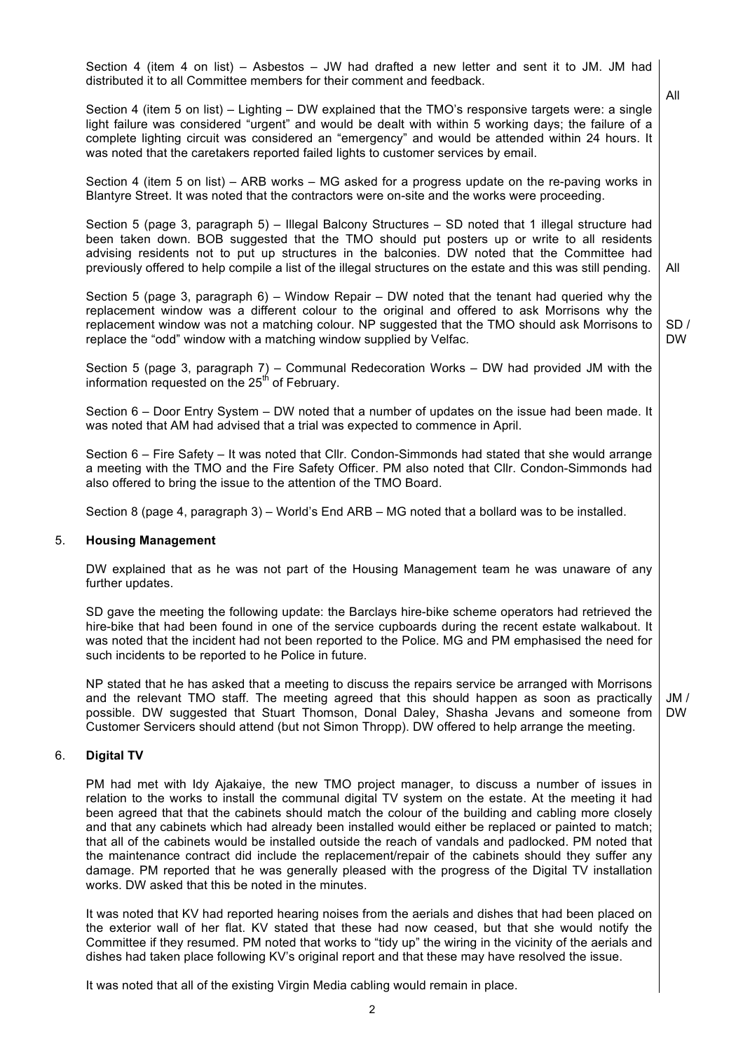Section 4 (item 4 on list) – Asbestos – JW had drafted a new letter and sent it to JM. JM had distributed it to all Committee members for their comment and feedback. **All**

Section 4 (item 5 on list) – Lighting – DW explained that the TMO's responsive targets were: a single light failure was considered "urgent" and would be dealt with within 5 working days; the failure of a complete lighting circuit was considered an "emergency" and would be attended within 24 hours. It was noted that the caretakers reported failed lights to customer services by email.

Section 4 (item 5 on list) – ARB works – MG asked for a progress update on the re-paving works in Blantyre Street. It was noted that the contractors were on-site and the works were proceeding.

Section 5 (page 3, paragraph 5) – Illegal Balcony Structures – SD noted that 1 illegal structure had been taken down. BOB suggested that the TMO should put posters up or write to all residents advising residents not to put up structures in the balconies. DW noted that the Committee had previously offered to help compile a list of the illegal structures on the estate and this was still pending. **All**

Section 5 (page 3, paragraph 6) – Window Repair – DW noted that the tenant had queried why the replacement window was a different colour to the original and offered to ask Morrisons why the replacement window was not a matching colour. NP suggested that the TMO should ask Morrisons to replace the "odd" window with a matching window supplied by Velfac. **SD / DW**

Section 5 (page 3, paragraph 7) – Communal Redecoration Works – DW had provided JM with the information requested on the 25th of February.

Section 6 – Door Entry System – DW noted that a number of updates on the issue had been made. It was noted that AM had advised that a trial was expected to commence in April.

Section 6 – Fire Safety – It was noted that Cllr. Condon-Simmonds had stated that she would arrange a meeting with the TMO and the Fire Safety Officer. PM also noted that Cllr. Condon-Simmonds had also offered to bring the issue to the attention of the TMO Board.

Section 8 (page 4, paragraph 3) – World's End ARB – MG noted that a bollard was to be installed.

## 5. Housing Management

DW explained that as he was not part of the Housing Management team he was unaware of any further updates.

SD gave the meeting the following update: the Barclays hire-bike scheme operators had retrieved the hire-bike that had been found in one of the service cupboards during the recent estate walkabout. It was noted that the incident had not been reported to the Police. MG and PM emphasised the need for such incidents to be reported to he Police in future.

NP stated that he has asked that a meeting to discuss the repairs service be arranged with Morrisons and the relevant TMO staff. The meeting agreed that this should happen as soon as practically possible. DW suggested that Stuart Thomson, Donal Daley, Shasha Jevans and someone from Customer Servicers should attend (but not Simon Thropp). DW offered to help arrange the meeting. **JM / DW**

## 6. Digital TV

PM had met with Idy Ajakaiye, the new TMO project manager, to discuss a number of issues in relation to the works to install the communal digital TV system on the estate. At the meeting it had been agreed that that the cabinets should match the colour of the building and cabling more closely and that any cabinets which had already been installed would either be replaced or painted to match; that all of the cabinets would be installed outside the reach of vandals and padlocked. PM noted that the maintenance contract did include the replacement/repair of the cabinets should they suffer any damage. PM reported that he was generally pleased with the progress of the Digital TV installation works. DW asked that this be noted in the minutes.

It was noted that KV had reported hearing noises from the aerials and dishes that had been placed on the exterior wall of her flat. KV stated that these had now ceased, but that she would notify the Committee if they resumed. PM noted that works to "tidy up" the wiring in the vicinity of the aerials and dishes had taken place following KV's original report and that these may have resolved the issue.

It was noted that all of the existing Virgin Media cabling would remain in place.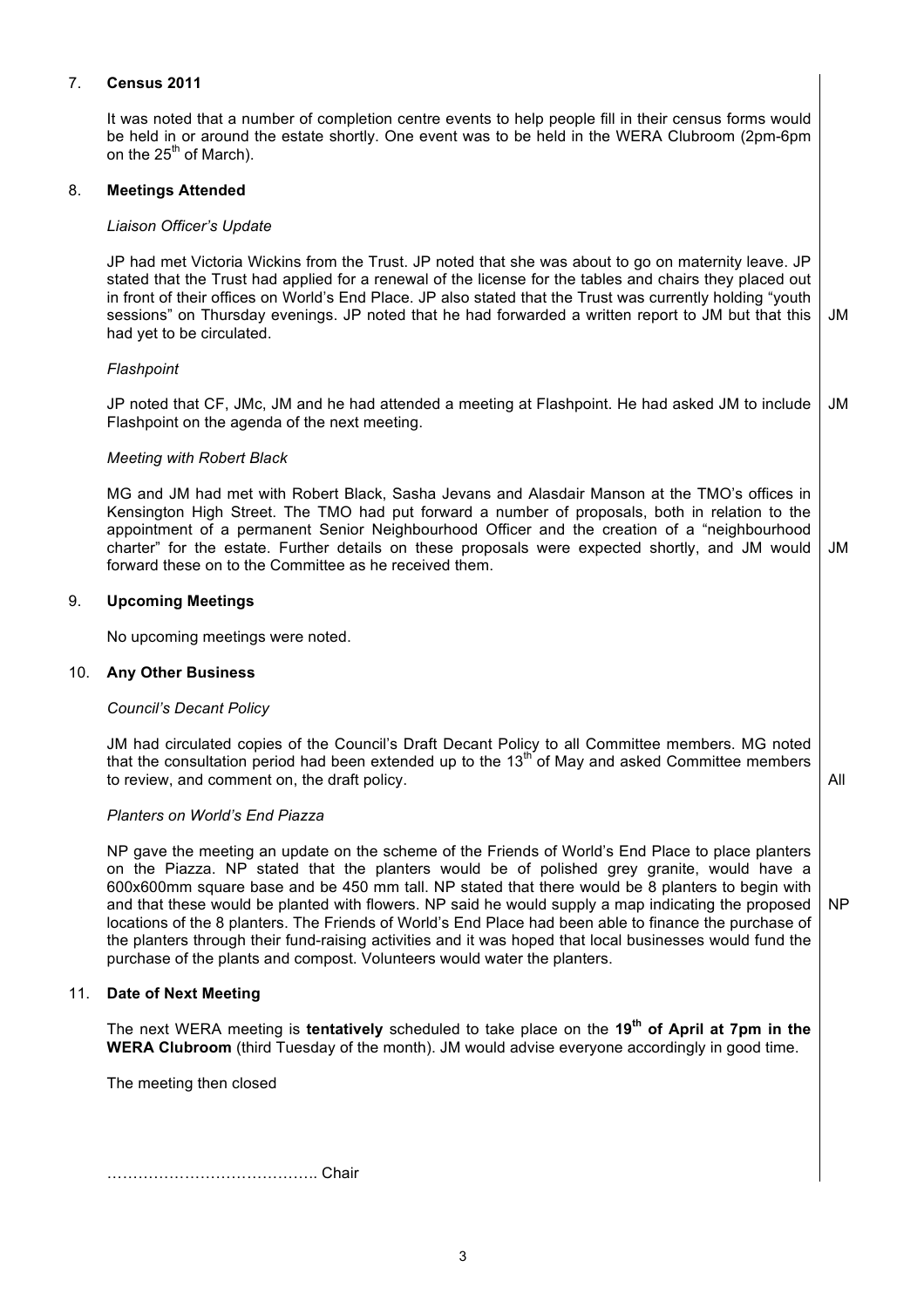7. **Census 2011**

It was noted that a number of completion centre events to help people fill in their census forms would be held in or around the estate shortly. One event was to be held in the WERA Clubroom (2pm-6pm on the 25th of March).

8. **Meetings Attended**

*Liaison Officer's Update*

JP had met Victoria Wickins from the Trust. JP noted that she was about to go on maternity leave. JP stated that the Trust had applied for a renewal of the license for the tables and chairs they placed out in front of their offices on World's End Place. JP also stated that the Trust was currently holding "youth sessions" on Thursday evenings. JP noted that he had forwarded a written report to JM but that this had yet to be circulated. — **JM**

*Flashpoint*

JP noted that CF, JMc, JM and he had attended a meeting at Flashpoint. He had asked JM to include Flashpoint on the agenda of the next meeting. — **JM**

*Meeting with Robert Black*

MG and JM had met with Robert Black, Sasha Jevans and Alasdair Manson at the TMO's offices in Kensington High Street. The TMO had put forward a number of proposals, both in relation to the appointment of a permanent Senior Neighbourhood Officer and the creation of a "neighbourhood charter" for the estate. Further details on these proposals were expected shortly, and JM would forward these on to the Committee as he received them. — **JM**

9. **Upcoming Meetings**

No upcoming meetings were noted.

10. **Any Other Business**

*Council's Decant Policy*

JM had circulated copies of the Council's Draft Decant Policy to all Committee members. MG noted that the consultation period had been extended up to the 13th of May and asked Committee members to review, and comment on, the draft policy. — **All**

*Planters on World's End Piazza*

NP gave the meeting an update on the scheme of the Friends of World's End Place to place planters on the Piazza. NP stated that the planters would be of polished grey granite, would have a 600x600mm square base and be 450 mm tall. NP stated that there would be 8 planters to begin with and that these would be planted with flowers. NP said he would supply a map indicating the proposed locations of the 8 planters. The Friends of World's End Place had been able to finance the purchase of the planters through their fund-raising activities and it was hoped that local businesses would fund the purchase of the plants and compost. Volunteers would water the planters. — **NP**

11. **Date of Next Meeting**

The next WERA meeting is **tentatively** scheduled to take place on the **19th of April at 7pm in the WERA Clubroom** (third Tuesday of the month). JM would advise everyone accordingly in good time.

The meeting then closed

………………………………….. Chair